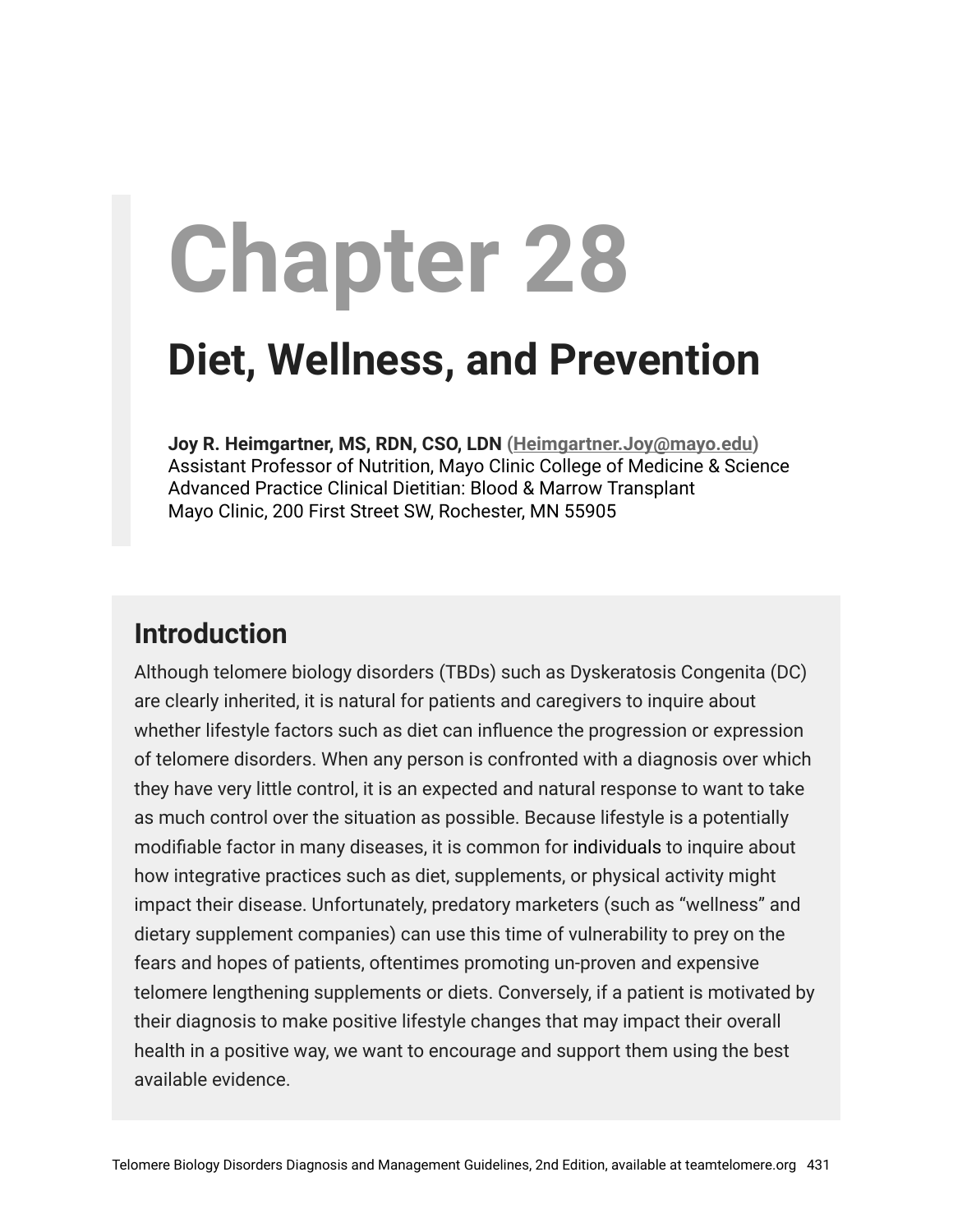# Chapter 28

## Diet, Wellness, and Prevention

**Joy R. Heimgartner, MS, RDN, CSO, LDN** (Heimgartner.Joy@mayo.edu)
Assistant Professor of Nutrition, Mayo Clinic College of Medicine & Science
Advanced Practice Clinical Dietitian: Blood & Marrow Transplant
Mayo Clinic, 200 First Street SW, Rochester, MN 55905

## Introduction

Although telomere biology disorders (TBDs) such as Dyskeratosis Congenita (DC) are clearly inherited, it is natural for patients and caregivers to inquire about whether lifestyle factors such as diet can influence the progression or expression of telomere disorders. When any person is confronted with a diagnosis over which they have very little control, it is an expected and natural response to want to take as much control over the situation as possible. Because lifestyle is a potentially modifiable factor in many diseases, it is common for individuals to inquire about how integrative practices such as diet, supplements, or physical activity might impact their disease. Unfortunately, predatory marketers (such as "wellness" and dietary supplement companies) can use this time of vulnerability to prey on the fears and hopes of patients, oftentimes promoting un-proven and expensive telomere lengthening supplements or diets. Conversely, if a patient is motivated by their diagnosis to make positive lifestyle changes that may impact their overall health in a positive way, we want to encourage and support them using the best available evidence.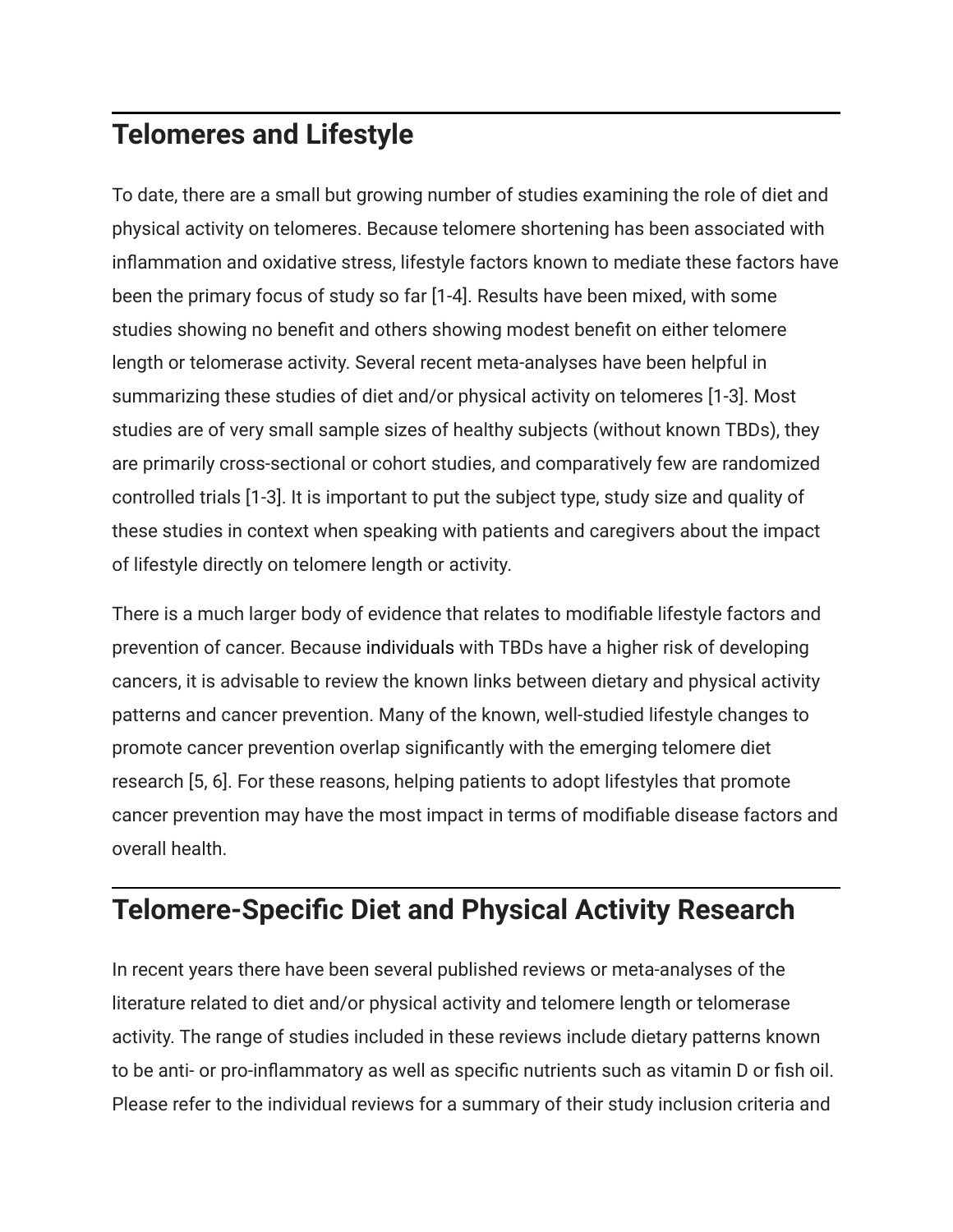## Telomeres and Lifestyle

To date, there are a small but growing number of studies examining the role of diet and physical activity on telomeres. Because telomere shortening has been associated with inflammation and oxidative stress, lifestyle factors known to mediate these factors have been the primary focus of study so far [1-4]. Results have been mixed, with some studies showing no benefit and others showing modest benefit on either telomere length or telomerase activity. Several recent meta-analyses have been helpful in summarizing these studies of diet and/or physical activity on telomeres [1-3]. Most studies are of very small sample sizes of healthy subjects (without known TBDs), they are primarily cross-sectional or cohort studies, and comparatively few are randomized controlled trials [1-3]. It is important to put the subject type, study size and quality of these studies in context when speaking with patients and caregivers about the impact of lifestyle directly on telomere length or activity.

There is a much larger body of evidence that relates to modifiable lifestyle factors and prevention of cancer. Because individuals with TBDs have a higher risk of developing cancers, it is advisable to review the known links between dietary and physical activity patterns and cancer prevention. Many of the known, well-studied lifestyle changes to promote cancer prevention overlap significantly with the emerging telomere diet research [5, 6]. For these reasons, helping patients to adopt lifestyles that promote cancer prevention may have the most impact in terms of modifiable disease factors and overall health.

## Telomere-Specific Diet and Physical Activity Research

In recent years there have been several published reviews or meta-analyses of the literature related to diet and/or physical activity and telomere length or telomerase activity. The range of studies included in these reviews include dietary patterns known to be anti- or pro-inflammatory as well as specific nutrients such as vitamin D or fish oil. Please refer to the individual reviews for a summary of their study inclusion criteria and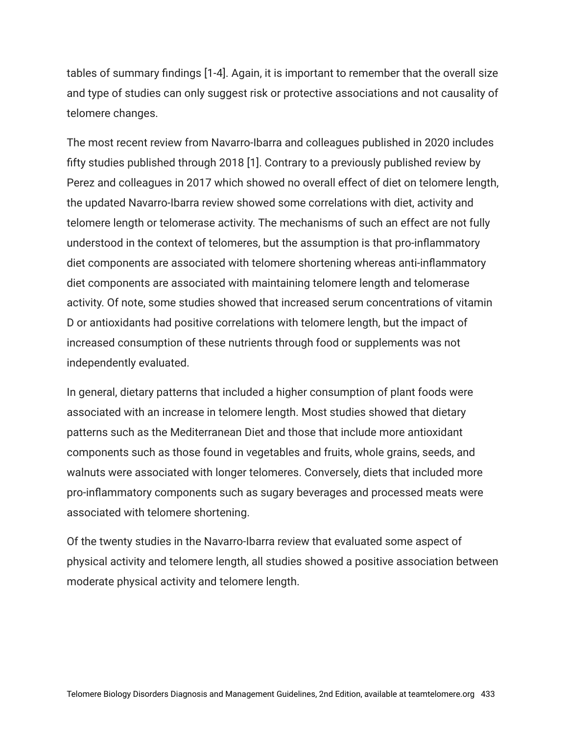tables of summary findings [1-4]. Again, it is important to remember that the overall size and type of studies can only suggest risk or protective associations and not causality of telomere changes.

The most recent review from Navarro-Ibarra and colleagues published in 2020 includes fifty studies published through 2018 [1]. Contrary to a previously published review by Perez and colleagues in 2017 which showed no overall effect of diet on telomere length, the updated Navarro-Ibarra review showed some correlations with diet, activity and telomere length or telomerase activity. The mechanisms of such an effect are not fully understood in the context of telomeres, but the assumption is that pro-inflammatory diet components are associated with telomere shortening whereas anti-inflammatory diet components are associated with maintaining telomere length and telomerase activity. Of note, some studies showed that increased serum concentrations of vitamin D or antioxidants had positive correlations with telomere length, but the impact of increased consumption of these nutrients through food or supplements was not independently evaluated.

In general, dietary patterns that included a higher consumption of plant foods were associated with an increase in telomere length. Most studies showed that dietary patterns such as the Mediterranean Diet and those that include more antioxidant components such as those found in vegetables and fruits, whole grains, seeds, and walnuts were associated with longer telomeres. Conversely, diets that included more pro-inflammatory components such as sugary beverages and processed meats were associated with telomere shortening.

Of the twenty studies in the Navarro-Ibarra review that evaluated some aspect of physical activity and telomere length, all studies showed a positive association between moderate physical activity and telomere length.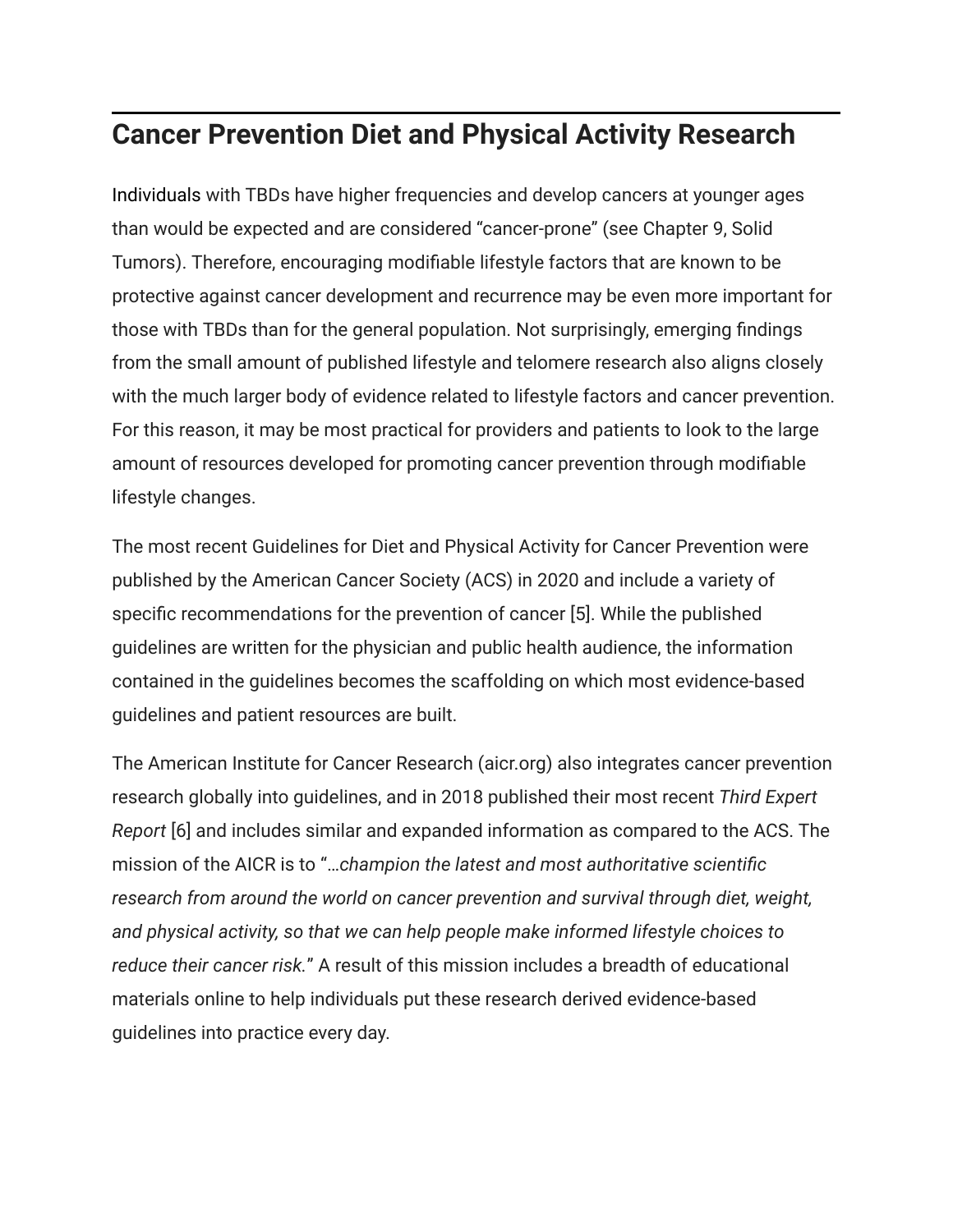## Cancer Prevention Diet and Physical Activity Research

Individuals with TBDs have higher frequencies and develop cancers at younger ages than would be expected and are considered "cancer-prone" (see Chapter 9, Solid Tumors). Therefore, encouraging modifiable lifestyle factors that are known to be protective against cancer development and recurrence may be even more important for those with TBDs than for the general population. Not surprisingly, emerging findings from the small amount of published lifestyle and telomere research also aligns closely with the much larger body of evidence related to lifestyle factors and cancer prevention. For this reason, it may be most practical for providers and patients to look to the large amount of resources developed for promoting cancer prevention through modifiable lifestyle changes.

The most recent Guidelines for Diet and Physical Activity for Cancer Prevention were published by the American Cancer Society (ACS) in 2020 and include a variety of specific recommendations for the prevention of cancer [5]. While the published guidelines are written for the physician and public health audience, the information contained in the guidelines becomes the scaffolding on which most evidence-based guidelines and patient resources are built.

The American Institute for Cancer Research (aicr.org) also integrates cancer prevention research globally into guidelines, and in 2018 published their most recent *Third Expert Report* [6] and includes similar and expanded information as compared to the ACS. The mission of the AICR is to "*…champion the latest and most authoritative scientific research from around the world on cancer prevention and survival through diet, weight, and physical activity, so that we can help people make informed lifestyle choices to reduce their cancer risk.*" A result of this mission includes a breadth of educational materials online to help individuals put these research derived evidence-based guidelines into practice every day.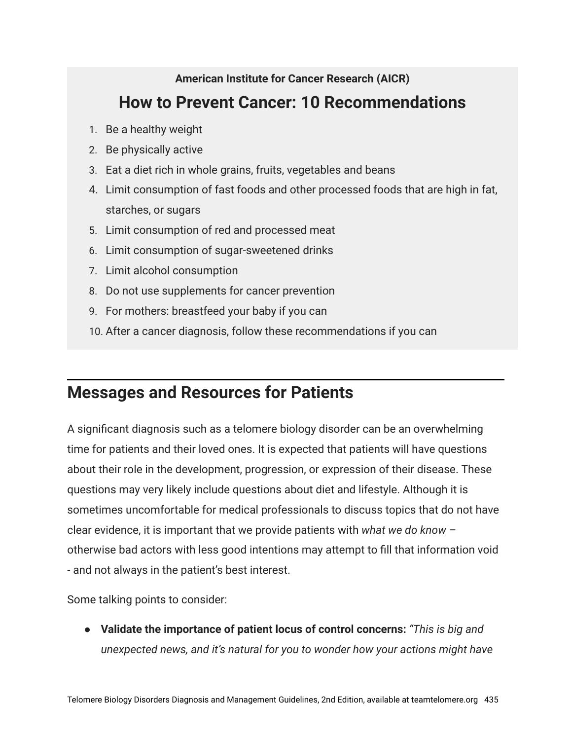**American Institute for Cancer Research (AICR)**

## How to Prevent Cancer: 10 Recommendations

1. Be a healthy weight
2. Be physically active
3. Eat a diet rich in whole grains, fruits, vegetables and beans
4. Limit consumption of fast foods and other processed foods that are high in fat, starches, or sugars
5. Limit consumption of red and processed meat
6. Limit consumption of sugar-sweetened drinks
7. Limit alcohol consumption
8. Do not use supplements for cancer prevention
9. For mothers: breastfeed your baby if you can
10. After a cancer diagnosis, follow these recommendations if you can

## Messages and Resources for Patients

A significant diagnosis such as a telomere biology disorder can be an overwhelming time for patients and their loved ones. It is expected that patients will have questions about their role in the development, progression, or expression of their disease. These questions may very likely include questions about diet and lifestyle. Although it is sometimes uncomfortable for medical professionals to discuss topics that do not have clear evidence, it is important that we provide patients with *what we do know* – otherwise bad actors with less good intentions may attempt to fill that information void - and not always in the patient's best interest.

Some talking points to consider:

- **Validate the importance of patient locus of control concerns:** *"This is big and unexpected news, and it's natural for you to wonder how your actions might have*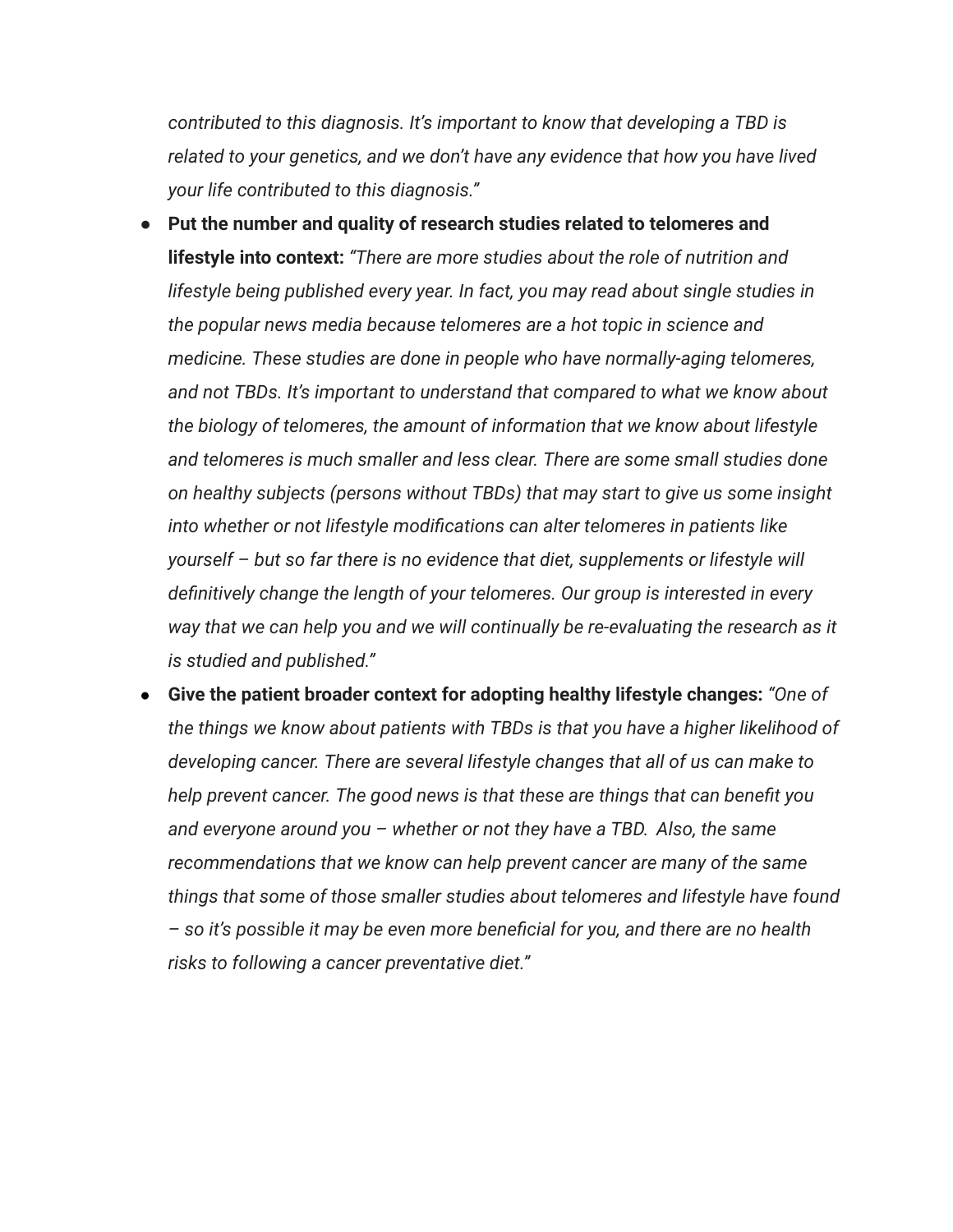*contributed to this diagnosis. It's important to know that developing a TBD is related to your genetics, and we don't have any evidence that how you have lived your life contributed to this diagnosis."*

- **Put the number and quality of research studies related to telomeres and lifestyle into context:** *"There are more studies about the role of nutrition and lifestyle being published every year. In fact, you may read about single studies in the popular news media because telomeres are a hot topic in science and medicine. These studies are done in people who have normally-aging telomeres, and not TBDs. It's important to understand that compared to what we know about the biology of telomeres, the amount of information that we know about lifestyle and telomeres is much smaller and less clear. There are some small studies done on healthy subjects (persons without TBDs) that may start to give us some insight into whether or not lifestyle modifications can alter telomeres in patients like yourself – but so far there is no evidence that diet, supplements or lifestyle will definitively change the length of your telomeres. Our group is interested in every way that we can help you and we will continually be re-evaluating the research as it is studied and published."*
- **Give the patient broader context for adopting healthy lifestyle changes:** *"One of the things we know about patients with TBDs is that you have a higher likelihood of developing cancer. There are several lifestyle changes that all of us can make to help prevent cancer. The good news is that these are things that can benefit you and everyone around you – whether or not they have a TBD. Also, the same recommendations that we know can help prevent cancer are many of the same things that some of those smaller studies about telomeres and lifestyle have found – so it's possible it may be even more beneficial for you, and there are no health risks to following a cancer preventative diet."*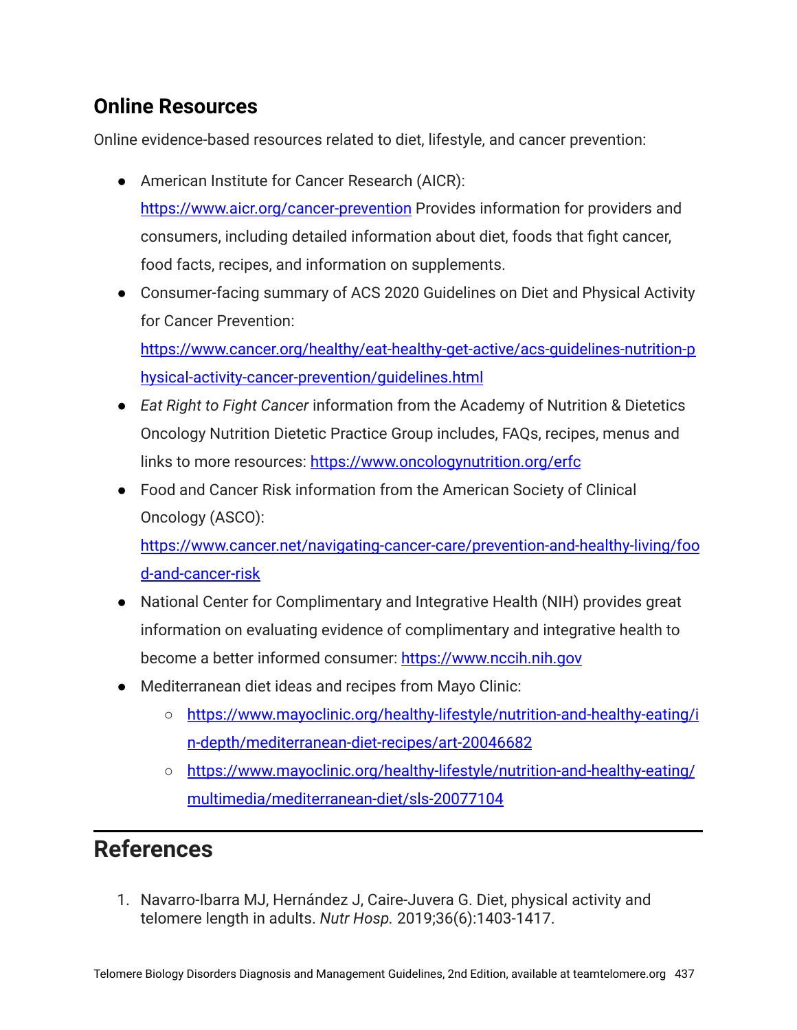## Online Resources

Online evidence-based resources related to diet, lifestyle, and cancer prevention:

- American Institute for Cancer Research (AICR): https://www.aicr.org/cancer-prevention Provides information for providers and consumers, including detailed information about diet, foods that fight cancer, food facts, recipes, and information on supplements.
- Consumer-facing summary of ACS 2020 Guidelines on Diet and Physical Activity for Cancer Prevention: https://www.cancer.org/healthy/eat-healthy-get-active/acs-guidelines-nutrition-physical-activity-cancer-prevention/guidelines.html
- *Eat Right to Fight Cancer* information from the Academy of Nutrition & Dietetics Oncology Nutrition Dietetic Practice Group includes, FAQs, recipes, menus and links to more resources: https://www.oncologynutrition.org/erfc
- Food and Cancer Risk information from the American Society of Clinical Oncology (ASCO): https://www.cancer.net/navigating-cancer-care/prevention-and-healthy-living/food-and-cancer-risk
- National Center for Complimentary and Integrative Health (NIH) provides great information on evaluating evidence of complimentary and integrative health to become a better informed consumer: https://www.nccih.nih.gov
- Mediterranean diet ideas and recipes from Mayo Clinic:
  - https://www.mayoclinic.org/healthy-lifestyle/nutrition-and-healthy-eating/in-depth/mediterranean-diet-recipes/art-20046682
  - https://www.mayoclinic.org/healthy-lifestyle/nutrition-and-healthy-eating/multimedia/mediterranean-diet/sls-20077104

# References

1. Navarro-Ibarra MJ, Hernández J, Caire-Juvera G. Diet, physical activity and telomere length in adults. *Nutr Hosp.* 2019;36(6):1403-1417.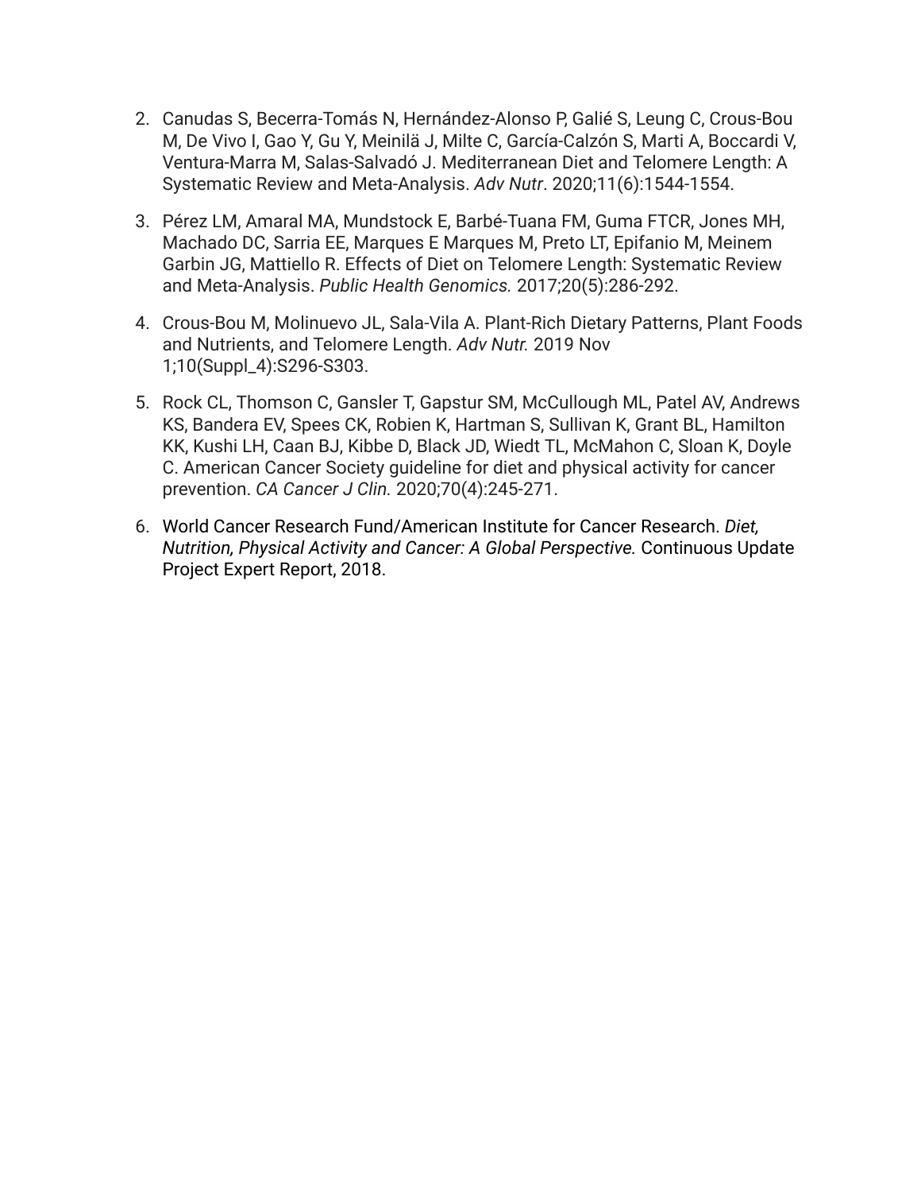2. Canudas S, Becerra-Tomás N, Hernández-Alonso P, Galié S, Leung C, Crous-Bou M, De Vivo I, Gao Y, Gu Y, Meinilä J, Milte C, García-Calzón S, Marti A, Boccardi V, Ventura-Marra M, Salas-Salvadó J. Mediterranean Diet and Telomere Length: A Systematic Review and Meta-Analysis. *Adv Nutr*. 2020;11(6):1544-1554.

3. Pérez LM, Amaral MA, Mundstock E, Barbé-Tuana FM, Guma FTCR, Jones MH, Machado DC, Sarria EE, Marques E Marques M, Preto LT, Epifanio M, Meinem Garbin JG, Mattiello R. Effects of Diet on Telomere Length: Systematic Review and Meta-Analysis. *Public Health Genomics.* 2017;20(5):286-292.

4. Crous-Bou M, Molinuevo JL, Sala-Vila A. Plant-Rich Dietary Patterns, Plant Foods and Nutrients, and Telomere Length. *Adv Nutr.* 2019 Nov 1;10(Suppl_4):S296-S303.

5. Rock CL, Thomson C, Gansler T, Gapstur SM, McCullough ML, Patel AV, Andrews KS, Bandera EV, Spees CK, Robien K, Hartman S, Sullivan K, Grant BL, Hamilton KK, Kushi LH, Caan BJ, Kibbe D, Black JD, Wiedt TL, McMahon C, Sloan K, Doyle C. American Cancer Society guideline for diet and physical activity for cancer prevention. *CA Cancer J Clin.* 2020;70(4):245-271.

6. World Cancer Research Fund/American Institute for Cancer Research. *Diet, Nutrition, Physical Activity and Cancer: A Global Perspective.* Continuous Update Project Expert Report, 2018.